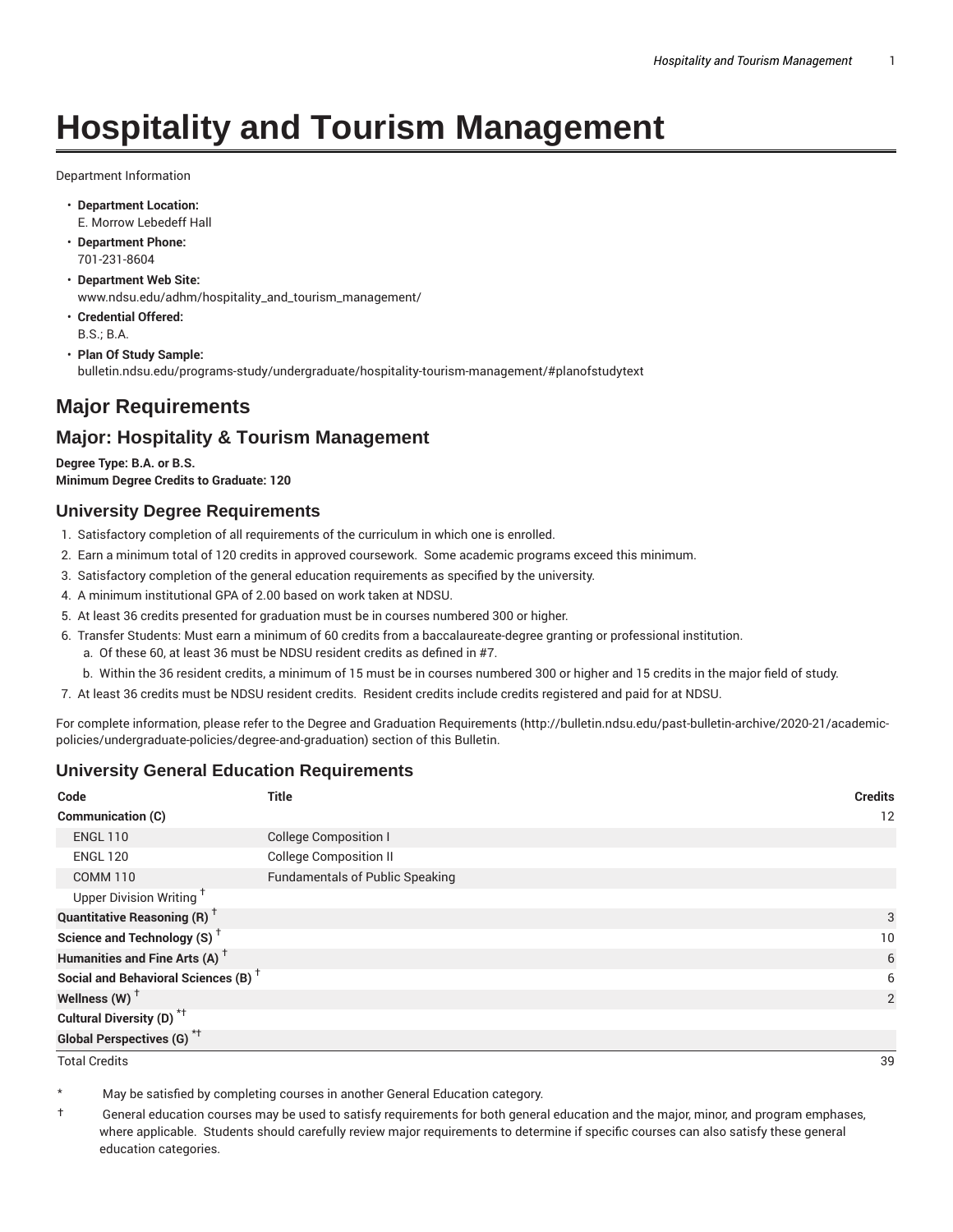# Hospitality and Tourism Management

Department Information

- **Department Location:** E. Morrow Lebedeff Hall
- **Department Phone:** 701-231-8604
- **Department Web Site:** www.ndsu.edu/adhm/hospitality_and_tourism_management/
- **Credential Offered:** B.S.; B.A.
- **Plan Of Study Sample:** bulletin.ndsu.edu/programs-study/undergraduate/hospitality-tourism-management/#planofstudytext

## Major Requirements

## Major: Hospitality & Tourism Management

**Degree Type: B.A. or B.S.**
**Minimum Degree Credits to Graduate: 120**

### University Degree Requirements

1. Satisfactory completion of all requirements of the curriculum in which one is enrolled.
2. Earn a minimum total of 120 credits in approved coursework. Some academic programs exceed this minimum.
3. Satisfactory completion of the general education requirements as specified by the university.
4. A minimum institutional GPA of 2.00 based on work taken at NDSU.
5. At least 36 credits presented for graduation must be in courses numbered 300 or higher.
6. Transfer Students: Must earn a minimum of 60 credits from a baccalaureate-degree granting or professional institution.
   a. Of these 60, at least 36 must be NDSU resident credits as defined in #7.
   b. Within the 36 resident credits, a minimum of 15 must be in courses numbered 300 or higher and 15 credits in the major field of study.
7. At least 36 credits must be NDSU resident credits. Resident credits include credits registered and paid for at NDSU.

For complete information, please refer to the Degree and Graduation Requirements (http://bulletin.ndsu.edu/past-bulletin-archive/2020-21/academic-policies/undergraduate-policies/degree-and-graduation) section of this Bulletin.

### University General Education Requirements

| Code | Title | Credits |
|---|---|---|
| **Communication (C)** | | 12 |
| ENGL 110 | College Composition I | |
| ENGL 120 | College Composition II | |
| COMM 110 | Fundamentals of Public Speaking | |
| Upper Division Writing † | | |
| **Quantitative Reasoning (R) †** | | 3 |
| **Science and Technology (S) †** | | 10 |
| **Humanities and Fine Arts (A) †** | | 6 |
| **Social and Behavioral Sciences (B) †** | | 6 |
| **Wellness (W) †** | | 2 |
| **Cultural Diversity (D) *†** | | |
| **Global Perspectives (G) *†** | | |
| Total Credits | | 39 |

\* May be satisfied by completing courses in another General Education category.

† General education courses may be used to satisfy requirements for both general education and the major, minor, and program emphases, where applicable. Students should carefully review major requirements to determine if specific courses can also satisfy these general education categories.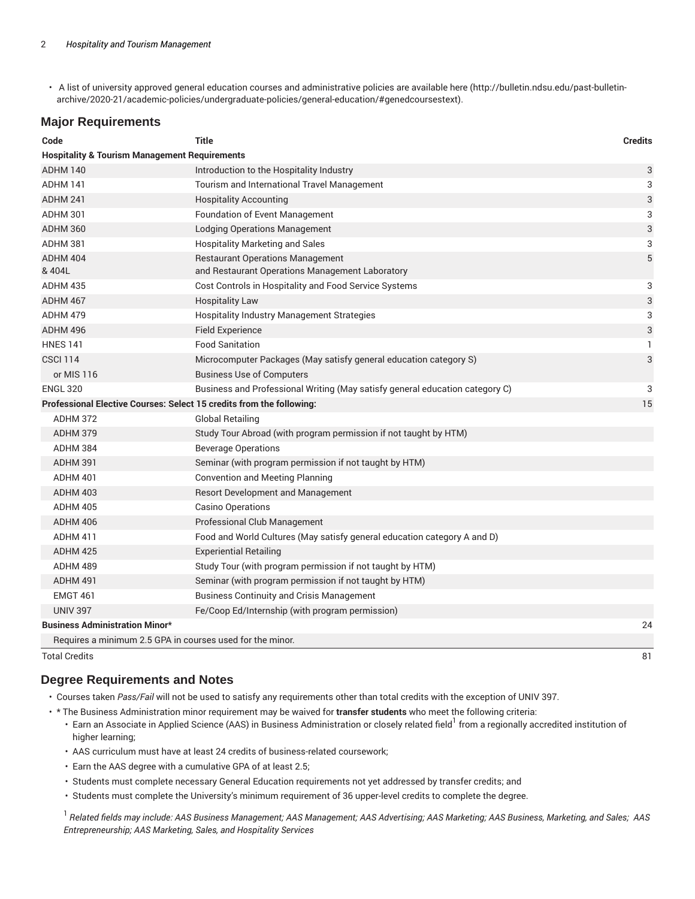- A list of university approved general education courses and administrative policies are available here (http://bulletin.ndsu.edu/past-bulletin-archive/2020-21/academic-policies/undergraduate-policies/general-education/#genedcoursestext).

## Major Requirements

| Code | Title | Credits |
|---|---|---|
| **Hospitality & Tourism Management Requirements** | | |
| ADHM 140 | Introduction to the Hospitality Industry | 3 |
| ADHM 141 | Tourism and International Travel Management | 3 |
| ADHM 241 | Hospitality Accounting | 3 |
| ADHM 301 | Foundation of Event Management | 3 |
| ADHM 360 | Lodging Operations Management | 3 |
| ADHM 381 | Hospitality Marketing and Sales | 3 |
| ADHM 404 & 404L | Restaurant Operations Management and Restaurant Operations Management Laboratory | 5 |
| ADHM 435 | Cost Controls in Hospitality and Food Service Systems | 3 |
| ADHM 467 | Hospitality Law | 3 |
| ADHM 479 | Hospitality Industry Management Strategies | 3 |
| ADHM 496 | Field Experience | 3 |
| HNES 141 | Food Sanitation | 1 |
| CSCI 114 | Microcomputer Packages (May satisfy general education category S) | 3 |
| or MIS 116 | Business Use of Computers | |
| ENGL 320 | Business and Professional Writing (May satisfy general education category C) | 3 |
| **Professional Elective Courses: Select 15 credits from the following:** | | 15 |
| ADHM 372 | Global Retailing | |
| ADHM 379 | Study Tour Abroad (with program permission if not taught by HTM) | |
| ADHM 384 | Beverage Operations | |
| ADHM 391 | Seminar (with program permission if not taught by HTM) | |
| ADHM 401 | Convention and Meeting Planning | |
| ADHM 403 | Resort Development and Management | |
| ADHM 405 | Casino Operations | |
| ADHM 406 | Professional Club Management | |
| ADHM 411 | Food and World Cultures (May satisfy general education category A and D) | |
| ADHM 425 | Experiential Retailing | |
| ADHM 489 | Study Tour (with program permission if not taught by HTM) | |
| ADHM 491 | Seminar (with program permission if not taught by HTM) | |
| EMGT 461 | Business Continuity and Crisis Management | |
| UNIV 397 | Fe/Coop Ed/Internship (with program permission) | |
| **Business Administration Minor*** | | 24 |
| Requires a minimum 2.5 GPA in courses used for the minor. | | |
| Total Credits | | 81 |

## Degree Requirements and Notes

- Courses taken *Pass/Fail* will not be used to satisfy any requirements other than total credits with the exception of UNIV 397.
- * The Business Administration minor requirement may be waived for **transfer students** who meet the following criteria:
  - Earn an Associate in Applied Science (AAS) in Business Administration or closely related field[1] from a regionally accredited institution of higher learning;
  - AAS curriculum must have at least 24 credits of business-related coursework;
  - Earn the AAS degree with a cumulative GPA of at least 2.5;
  - Students must complete necessary General Education requirements not yet addressed by transfer credits; and
  - Students must complete the University's minimum requirement of 36 upper-level credits to complete the degree.

[1] *Related fields may include: AAS Business Management; AAS Management; AAS Advertising; AAS Marketing; AAS Business, Marketing, and Sales; AAS Entrepreneurship; AAS Marketing, Sales, and Hospitality Services*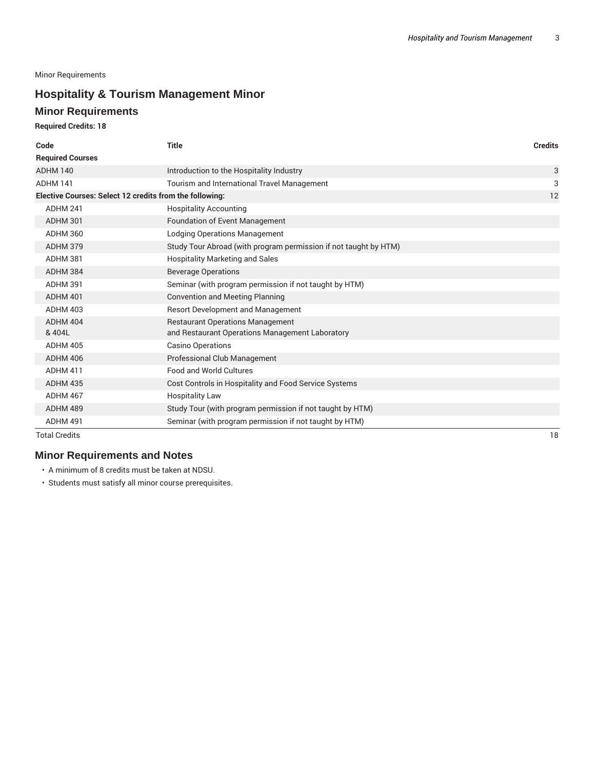Minor Requirements

## Hospitality & Tourism Management Minor

### Minor Requirements

**Required Credits: 18**

| Code | Title | Credits |
|---|---|---|
| **Required Courses** | | |
| ADHM 140 | Introduction to the Hospitality Industry | 3 |
| ADHM 141 | Tourism and International Travel Management | 3 |
| **Elective Courses: Select 12 credits from the following:** | | 12 |
| ADHM 241 | Hospitality Accounting | |
| ADHM 301 | Foundation of Event Management | |
| ADHM 360 | Lodging Operations Management | |
| ADHM 379 | Study Tour Abroad (with program permission if not taught by HTM) | |
| ADHM 381 | Hospitality Marketing and Sales | |
| ADHM 384 | Beverage Operations | |
| ADHM 391 | Seminar (with program permission if not taught by HTM) | |
| ADHM 401 | Convention and Meeting Planning | |
| ADHM 403 | Resort Development and Management | |
| ADHM 404 & 404L | Restaurant Operations Management and Restaurant Operations Management Laboratory | |
| ADHM 405 | Casino Operations | |
| ADHM 406 | Professional Club Management | |
| ADHM 411 | Food and World Cultures | |
| ADHM 435 | Cost Controls in Hospitality and Food Service Systems | |
| ADHM 467 | Hospitality Law | |
| ADHM 489 | Study Tour (with program permission if not taught by HTM) | |
| ADHM 491 | Seminar (with program permission if not taught by HTM) | |
| Total Credits | | 18 |

### Minor Requirements and Notes

- A minimum of 8 credits must be taken at NDSU.
- Students must satisfy all minor course prerequisites.